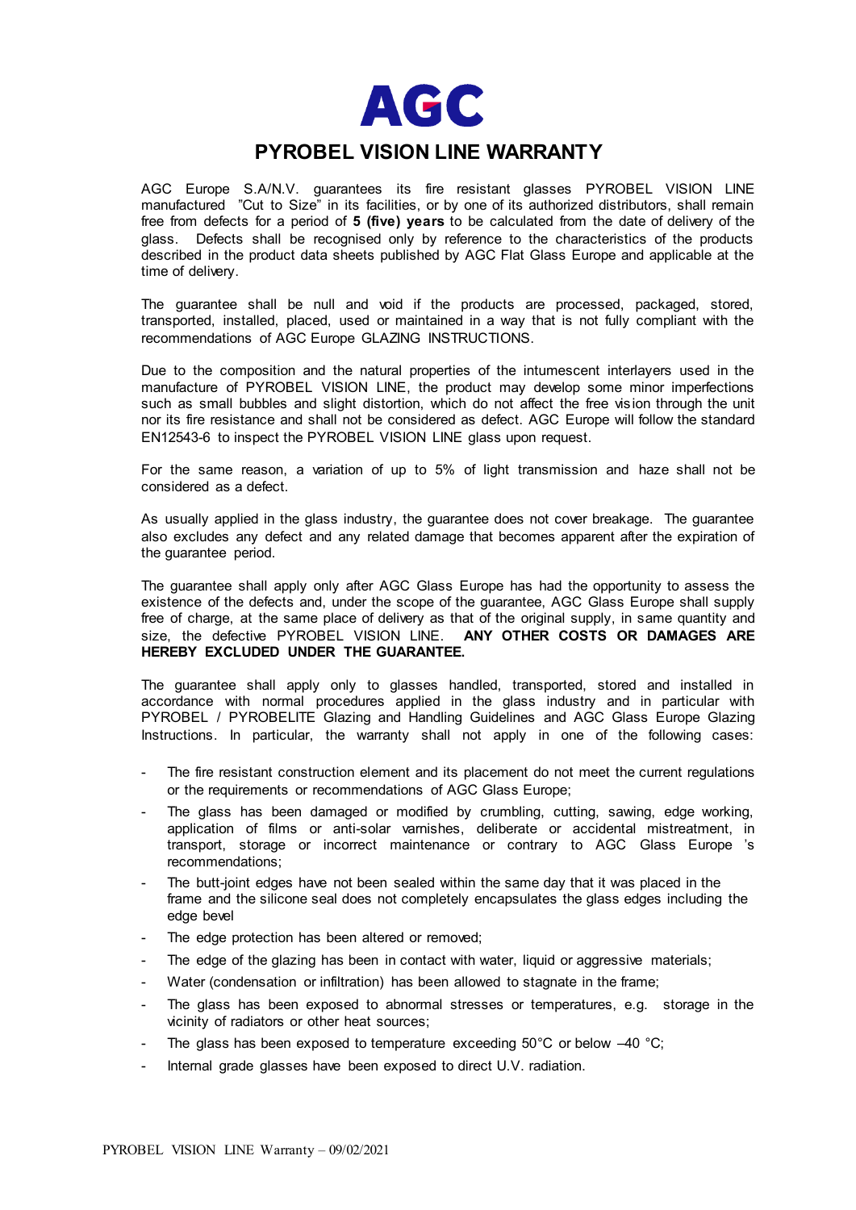AGC

# PYROBEL VISION LINE WARRANTY

AGC Europe S.A/N.V. guarantees its fire resistant glasses PYROBEL VISION LINE manufactured "Cut to Size" in its facilities, or by one of its authorized distributors, shall remain free from defects for a period of **5 (five) years** to be calculated from the date of delivery of the glass. Defects shall be recognised only by reference to the characteristics of the products described in the product data sheets published by AGC Flat Glass Europe and applicable at the time of delivery.

The guarantee shall be null and void if the products are processed, packaged, stored, transported, installed, placed, used or maintained in a way that is not fully compliant with the recommendations of AGC Europe GLAZING INSTRUCTIONS.

Due to the composition and the natural properties of the intumescent interlayers used in the manufacture of PYROBEL VISION LINE, the product may develop some minor imperfections such as small bubbles and slight distortion, which do not affect the free vision through the unit nor its fire resistance and shall not be considered as defect. AGC Europe will follow the standard EN12543-6 to inspect the PYROBEL VISION LINE glass upon request.

For the same reason, a variation of up to 5% of light transmission and haze shall not be considered as a defect.

As usually applied in the glass industry, the guarantee does not cover breakage. The guarantee also excludes any defect and any related damage that becomes apparent after the expiration of the guarantee period.

The guarantee shall apply only after AGC Glass Europe has had the opportunity to assess the existence of the defects and, under the scope of the guarantee, AGC Glass Europe shall supply free of charge, at the same place of delivery as that of the original supply, in same quantity and size, the defective PYROBEL VISION LINE. **ANY OTHER COSTS OR DAMAGES ARE HEREBY EXCLUDED UNDER THE GUARANTEE.**

The guarantee shall apply only to glasses handled, transported, stored and installed in accordance with normal procedures applied in the glass industry and in particular with PYROBEL / PYROBELITE Glazing and Handling Guidelines and AGC Glass Europe Glazing Instructions. In particular, the warranty shall not apply in one of the following cases:

- The fire resistant construction element and its placement do not meet the current regulations or the requirements or recommendations of AGC Glass Europe;
- The glass has been damaged or modified by crumbling, cutting, sawing, edge working, application of films or anti-solar varnishes, deliberate or accidental mistreatment, in transport, storage or incorrect maintenance or contrary to AGC Glass Europe 's recommendations;
- The butt-joint edges have not been sealed within the same day that it was placed in the frame and the silicone seal does not completely encapsulates the glass edges including the edge bevel
- The edge protection has been altered or removed;
- The edge of the glazing has been in contact with water, liquid or aggressive materials;
- Water (condensation or infiltration) has been allowed to stagnate in the frame;
- The glass has been exposed to abnormal stresses or temperatures, e.g. storage in the vicinity of radiators or other heat sources;
- The glass has been exposed to temperature exceeding 50°C or below –40 °C;
- Internal grade glasses have been exposed to direct U.V. radiation.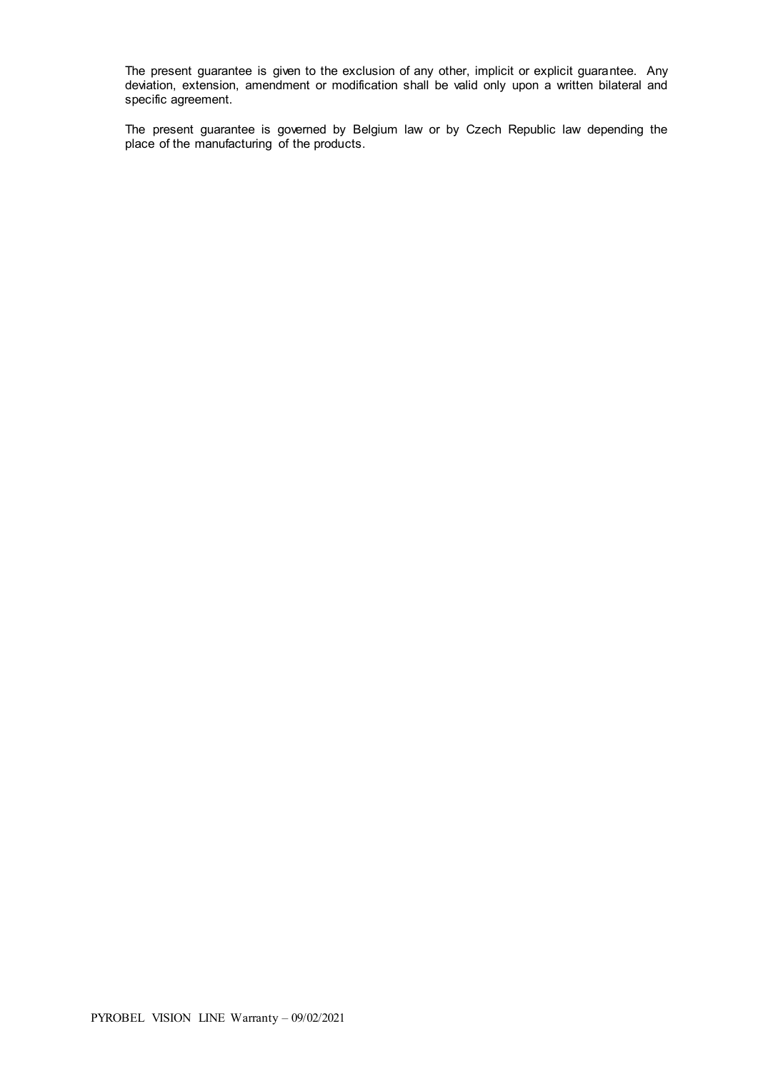The present guarantee is given to the exclusion of any other, implicit or explicit guarantee. Any deviation, extension, amendment or modification shall be valid only upon a written bilateral and specific agreement.

The present guarantee is governed by Belgium law or by Czech Republic law depending the place of the manufacturing of the products.